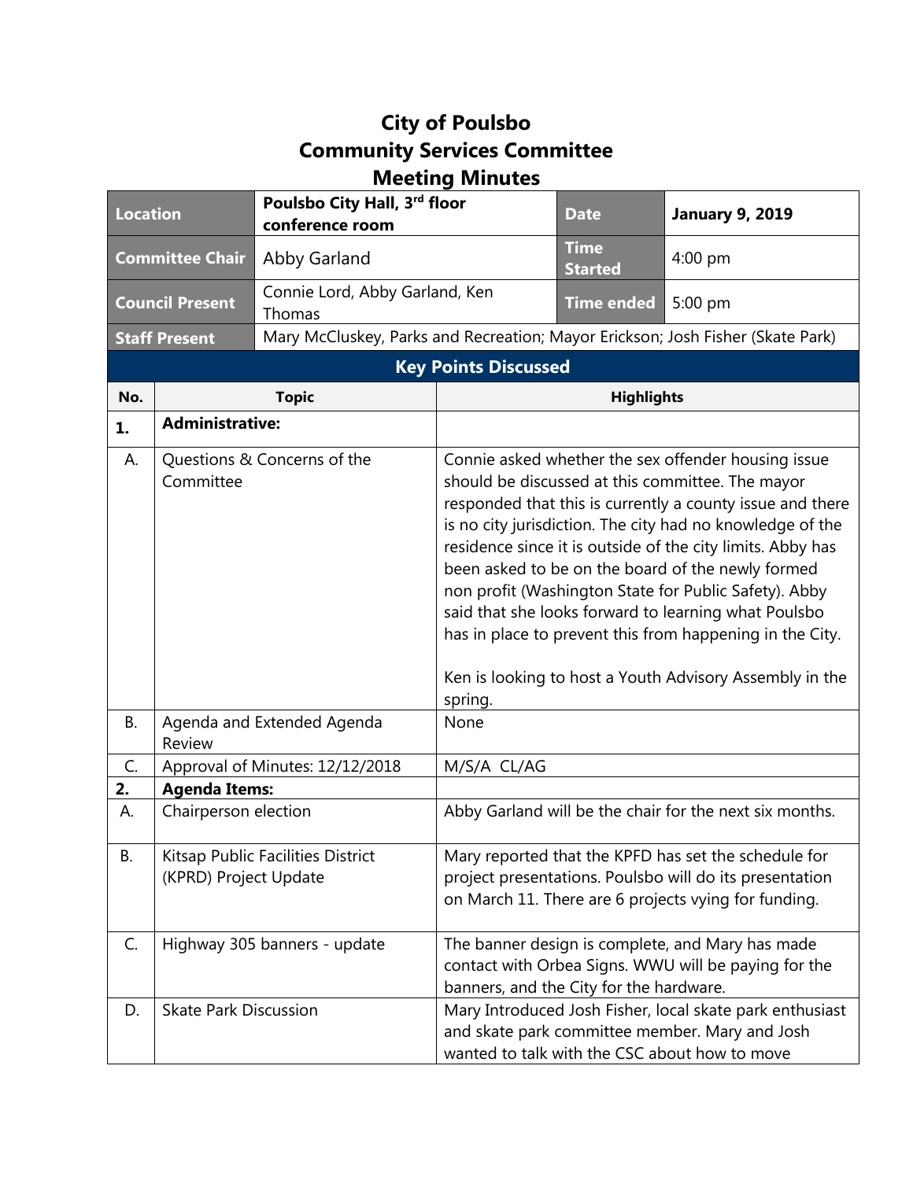# City of Poulsbo
# Community Services Committee
# Meeting Minutes

| Location | Poulsbo City Hall, 3rd floor conference room | Date | January 9, 2019 |
|---|---|---|---|
| Committee Chair | Abby Garland | Time Started | 4:00 pm |
| Council Present | Connie Lord, Abby Garland, Ken Thomas | Time ended | 5:00 pm |
| Staff Present | Mary McCluskey, Parks and Recreation; Mayor Erickson; Josh Fisher (Skate Park) | | |

## Key Points Discussed

| No. | Topic | Highlights |
|---|---|---|
| 1. | **Administrative:** | |
| A. | Questions & Concerns of the Committee | Connie asked whether the sex offender housing issue should be discussed at this committee. The mayor responded that this is currently a county issue and there is no city jurisdiction. The city had no knowledge of the residence since it is outside of the city limits. Abby has been asked to be on the board of the newly formed non profit (Washington State for Public Safety). Abby said that she looks forward to learning what Poulsbo has in place to prevent this from happening in the City.<br><br>Ken is looking to host a Youth Advisory Assembly in the spring. |
| B. | Agenda and Extended Agenda Review | None |
| C. | Approval of Minutes: 12/12/2018 | M/S/A CL/AG |
| 2. | **Agenda Items:** | |
| A. | Chairperson election | Abby Garland will be the chair for the next six months. |
| B. | Kitsap Public Facilities District (KPRD) Project Update | Mary reported that the KPFD has set the schedule for project presentations. Poulsbo will do its presentation on March 11. There are 6 projects vying for funding. |
| C. | Highway 305 banners - update | The banner design is complete, and Mary has made contact with Orbea Signs. WWU will be paying for the banners, and the City for the hardware. |
| D. | Skate Park Discussion | Mary Introduced Josh Fisher, local skate park enthusiast and skate park committee member. Mary and Josh wanted to talk with the CSC about how to move |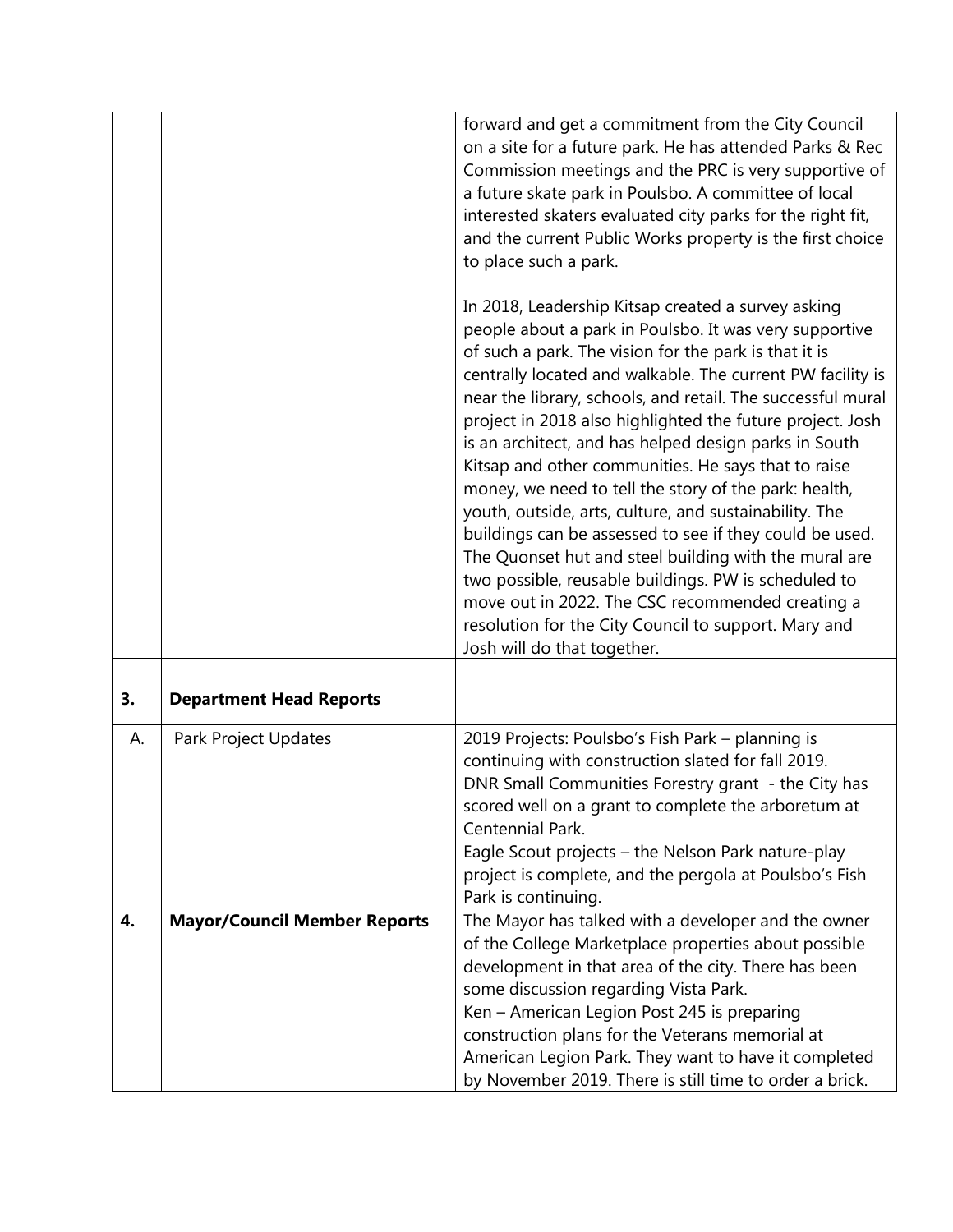| | | |
|---|---|---|
| | | forward and get a commitment from the City Council on a site for a future park. He has attended Parks & Rec Commission meetings and the PRC is very supportive of a future skate park in Poulsbo. A committee of local interested skaters evaluated city parks for the right fit, and the current Public Works property is the first choice to place such a park.<br><br>In 2018, Leadership Kitsap created a survey asking people about a park in Poulsbo. It was very supportive of such a park. The vision for the park is that it is centrally located and walkable. The current PW facility is near the library, schools, and retail. The successful mural project in 2018 also highlighted the future project. Josh is an architect, and has helped design parks in South Kitsap and other communities. He says that to raise money, we need to tell the story of the park: health, youth, outside, arts, culture, and sustainability. The buildings can be assessed to see if they could be used. The Quonset hut and steel building with the mural are two possible, reusable buildings. PW is scheduled to move out in 2022. The CSC recommended creating a resolution for the City Council to support. Mary and Josh will do that together. |
| | | |
| **3.** | **Department Head Reports** | |
| A. | Park Project Updates | 2019 Projects: Poulsbo's Fish Park – planning is continuing with construction slated for fall 2019.<br>DNR Small Communities Forestry grant - the City has scored well on a grant to complete the arboretum at Centennial Park.<br>Eagle Scout projects – the Nelson Park nature-play project is complete, and the pergola at Poulsbo's Fish Park is continuing. |
| **4.** | **Mayor/Council Member Reports** | The Mayor has talked with a developer and the owner of the College Marketplace properties about possible development in that area of the city. There has been some discussion regarding Vista Park.<br>Ken – American Legion Post 245 is preparing construction plans for the Veterans memorial at American Legion Park. They want to have it completed by November 2019. There is still time to order a brick. |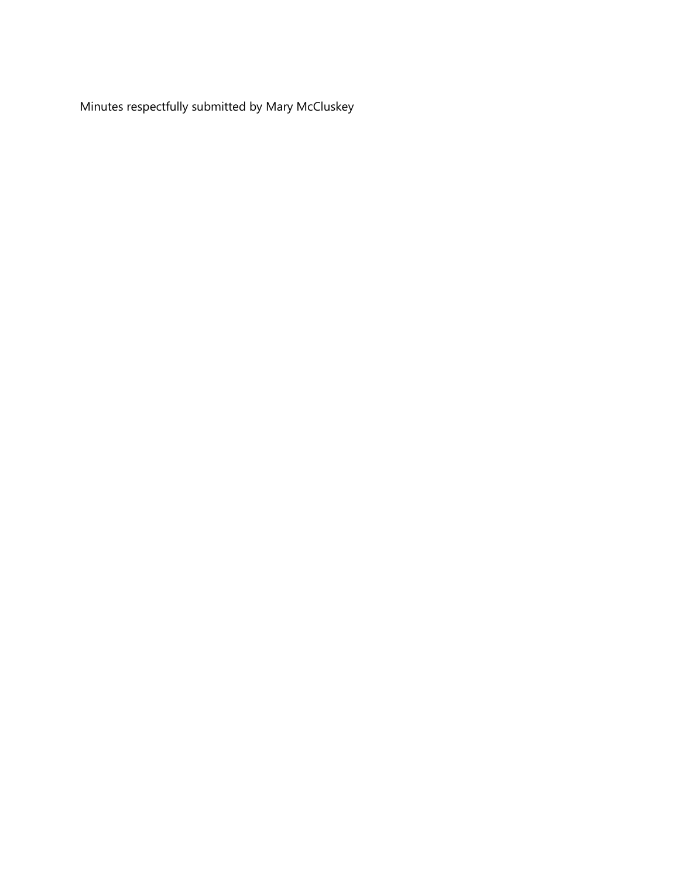Minutes respectfully submitted by Mary McCluskey